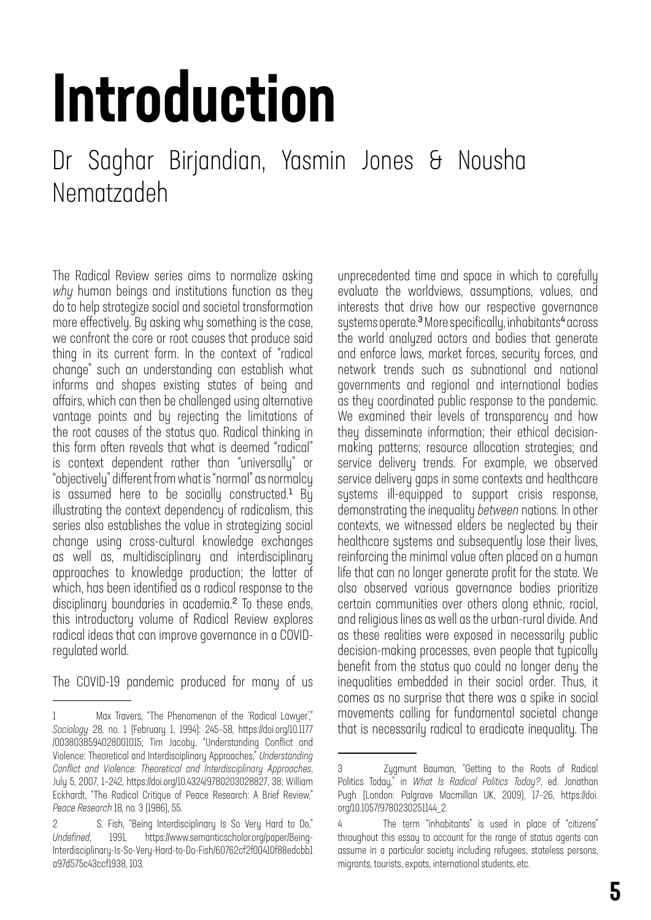# Introduction

Dr Saghar Birjandian, Yasmin Jones & Nousha Nematzadeh

The Radical Review series aims to normalize asking *why* human beings and institutions function as they do to help strategize social and societal transformation more effectively. By asking why something is the case, we confront the core or root causes that produce said thing in its current form. In the context of "radical change" such an understanding can establish what informs and shapes existing states of being and affairs, which can then be challenged using alternative vantage points and by rejecting the limitations of the root causes of the status quo. Radical thinking in this form often reveals that what is deemed "radical" is context dependent rather than "universally" or "objectively" different from what is "normal" as normalcy is assumed here to be socially constructed.[1] By illustrating the context dependency of radicalism, this series also establishes the value in strategizing social change using cross-cultural knowledge exchanges as well as, multidisciplinary and interdisciplinary approaches to knowledge production; the latter of which, has been identified as a radical response to the disciplinary boundaries in academia.[2] To these ends, this introductory volume of Radical Review explores radical ideas that can improve governance in a COVID-regulated world.

The COVID-19 pandemic produced for many of us unprecedented time and space in which to carefully evaluate the worldviews, assumptions, values, and interests that drive how our respective governance systems operate.[3] More specifically, inhabitants[4] across the world analyzed actors and bodies that generate and enforce laws, market forces, security forces, and network trends such as subnational and national governments and regional and international bodies as they coordinated public response to the pandemic. We examined their levels of transparency and how they disseminate information; their ethical decision-making patterns; resource allocation strategies; and service delivery trends. For example, we observed service delivery gaps in some contexts and healthcare systems ill-equipped to support crisis response, demonstrating the inequality *between* nations. In other contexts, we witnessed elders be neglected by their healthcare systems and subsequently lose their lives, reinforcing the minimal value often placed on a human life that can no longer generate profit for the state. We also observed various governance bodies prioritize certain communities over others along ethnic, racial, and religious lines as well as the urban-rural divide. And as these realities were exposed in necessarily public decision-making processes, even people that typically benefit from the status quo could no longer deny the inequalities embedded in their social order. Thus, it comes as no surprise that there was a spike in social movements calling for fundamental societal change that is necessarily radical to eradicate inequality. The

---

1 Max Travers, "The Phenomenon of the 'Radical Lawyer'," *Sociology* 28, no. 1 (February 1, 1994): 245–58, https://doi.org/10.1177/0038038594028001015; Tim Jacoby, "Understanding Conflict and Violence: Theoretical and Interdisciplinary Approaches," *Understanding Conflict and Violence: Theoretical and Interdisciplinary Approaches*, July 5, 2007, 1–242, https://doi.org/10.4324/9780203028827, 38; William Eckhardt, "The Radical Critique of Peace Research: A Brief Review," *Peace Research* 18, no. 3 (1986), 55.

2 S. Fish, "Being Interdisciplinary Is So Very Hard to Do," *Undefined*, 1991, https://www.semanticscholar.org/paper/Being-Interdisciplinary-Is-So-Very-Hard-to-Do-Fish/60762cf2f00410f88edcbb1a97d575c43ccf1938, 103.

3 Zygmunt Bauman, "Getting to the Roots of Radical Politics Today," in *What Is Radical Politics Today?*, ed. Jonathan Pugh (London: Palgrave Macmillan UK, 2009), 17–26, https://doi.org/10.1057/9780230251144_2.

4 The term "inhabitants" is used in place of "citizens" throughout this essay to account for the range of status agents can assume in a particular society including refugees, stateless persons, migrants, tourists, expats, international students, etc.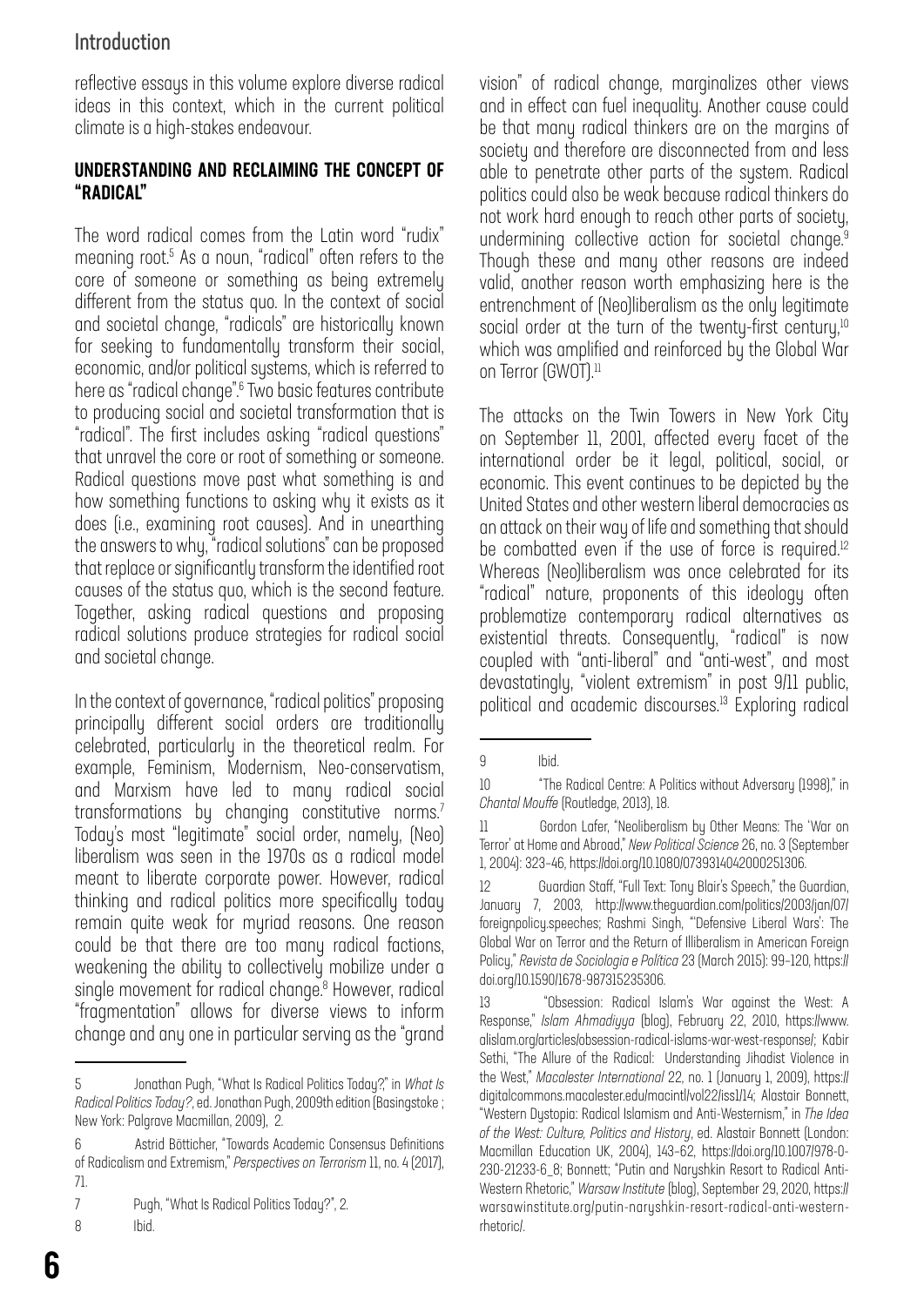reflective essays in this volume explore diverse radical ideas in this context, which in the current political climate is a high-stakes endeavour.

## UNDERSTANDING AND RECLAIMING THE CONCEPT OF "RADICAL"

The word radical comes from the Latin word "rudix" meaning root.[5] As a noun, "radical" often refers to the core of someone or something as being extremely different from the status quo. In the context of social and societal change, "radicals" are historically known for seeking to fundamentally transform their social, economic, and/or political systems, which is referred to here as "radical change".[6] Two basic features contribute to producing social and societal transformation that is "radical". The first includes asking "radical questions" that unravel the core or root of something or someone. Radical questions move past what something is and how something functions to asking why it exists as it does (i.e., examining root causes). And in unearthing the answers to why, "radical solutions" can be proposed that replace or significantly transform the identified root causes of the status quo, which is the second feature. Together, asking radical questions and proposing radical solutions produce strategies for radical social and societal change.

In the context of governance, "radical politics" proposing principally different social orders are traditionally celebrated, particularly in the theoretical realm. For example, Feminism, Modernism, Neo-conservatism, and Marxism have led to many radical social transformations by changing constitutive norms.[7] Today's most "legitimate" social order, namely, (Neo) liberalism was seen in the 1970s as a radical model meant to liberate corporate power. However, radical thinking and radical politics more specifically today remain quite weak for myriad reasons. One reason could be that there are too many radical factions, weakening the ability to collectively mobilize under a single movement for radical change.[8] However, radical "fragmentation" allows for diverse views to inform change and any one in particular serving as the "grand vision" of radical change, marginalizes other views and in effect can fuel inequality. Another cause could be that many radical thinkers are on the margins of society and therefore are disconnected from and less able to penetrate other parts of the system. Radical politics could also be weak because radical thinkers do not work hard enough to reach other parts of society, undermining collective action for societal change.[9] Though these and many other reasons are indeed valid, another reason worth emphasizing here is the entrenchment of (Neo)liberalism as the only legitimate social order at the turn of the twenty-first century,[10] which was amplified and reinforced by the Global War on Terror (GWOT).[11]

The attacks on the Twin Towers in New York City on September 11, 2001, affected every facet of the international order be it legal, political, social, or economic. This event continues to be depicted by the United States and other western liberal democracies as an attack on their way of life and something that should be combatted even if the use of force is required.[12] Whereas (Neo)liberalism was once celebrated for its "radical" nature, proponents of this ideology often problematize contemporary radical alternatives as existential threats. Consequently, "radical" is now coupled with "anti-liberal" and "anti-west", and most devastatingly, "violent extremism" in post 9/11 public, political and academic discourses.[13] Exploring radical

---

5 Jonathan Pugh, "What Is Radical Politics Today?," in *What Is Radical Politics Today?*, ed. Jonathan Pugh, 2009th edition (Basingstoke ; New York: Palgrave Macmillan, 2009), 2.

6 Astrid Bötticher, "Towards Academic Consensus Definitions of Radicalism and Extremism," *Perspectives on Terrorism* 11, no. 4 (2017), 71.

7 Pugh, "What Is Radical Politics Today?", 2.

8 Ibid.

9 Ibid.

10 "The Radical Centre: A Politics without Adversary (1998)," in *Chantal Mouffe* (Routledge, 2013), 18.

11 Gordon Lafer, "Neoliberalism by Other Means: The 'War on Terror' at Home and Abroad," *New Political Science* 26, no. 3 (September 1, 2004): 323–46, https://doi.org/10.1080/0739314042000251306.

12 Guardian Staff, "Full Text: Tony Blair's Speech," the Guardian, January 7, 2003, http://www.theguardian.com/politics/2003/jan/07/foreignpolicy.speeches; Rashmi Singh, "'Defensive Liberal Wars': The Global War on Terror and the Return of Illiberalism in American Foreign Policy," *Revista de Sociologia e Política* 23 (March 2015): 99–120, https://doi.org/10.1590/1678-987315235306.

13 "Obsession: Radical Islam's War against the West: A Response," *Islam Ahmadiyya* (blog), February 22, 2010, https://www.alislam.org/articles/obsession-radical-islams-war-west-response/; Kabir Sethi, "The Allure of the Radical: Understanding Jihadist Violence in the West," *Macalester International* 22, no. 1 (January 1, 2009), https://digitalcommons.macalester.edu/macintl/vol22/iss1/14; Alastair Bonnett, "Western Dystopia: Radical Islamism and Anti-Westernism," in *The Idea of the West: Culture, Politics and History*, ed. Alastair Bonnett (London: Macmillan Education UK, 2004), 143–62, https://doi.org/10.1007/978-0-230-21233-6_8; Bonnett; "Putin and Naryshkin Resort to Radical Anti-Western Rhetoric," *Warsaw Institute* (blog), September 29, 2020, https://warsawinstitute.org/putin-naryshkin-resort-radical-anti-western-rhetoric/.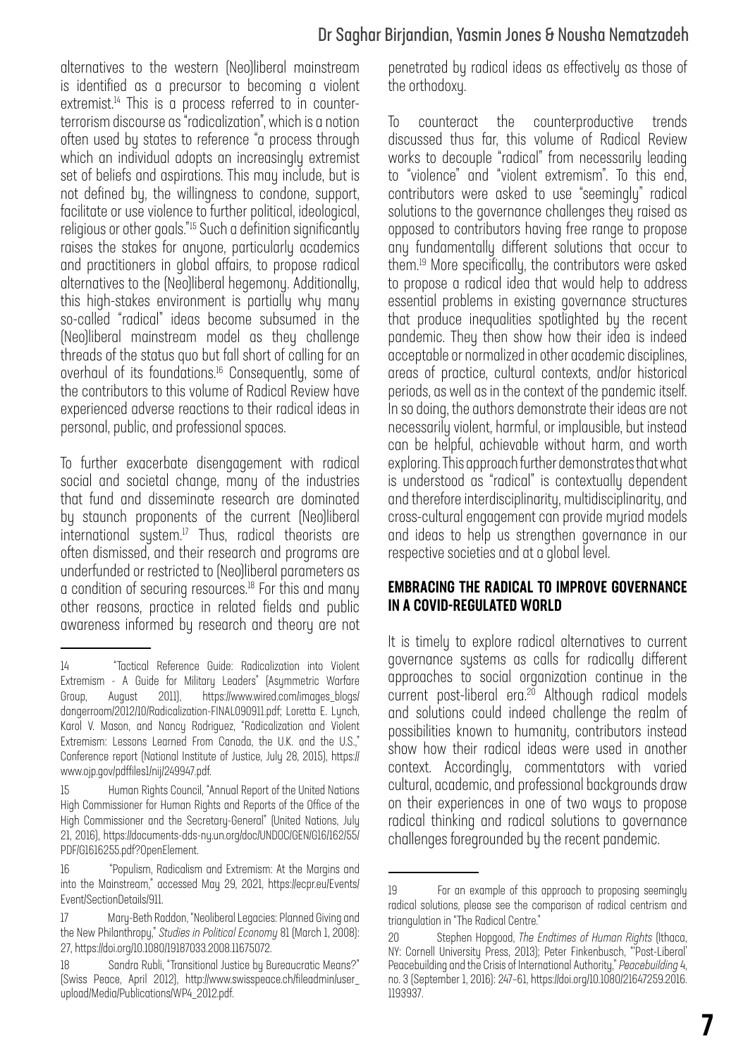alternatives to the western (Neo)liberal mainstream is identified as a precursor to becoming a violent extremist.[14] This is a process referred to in counter-terrorism discourse as "radicalization", which is a notion often used by states to reference "a process through which an individual adopts an increasingly extremist set of beliefs and aspirations. This may include, but is not defined by, the willingness to condone, support, facilitate or use violence to further political, ideological, religious or other goals."[15] Such a definition significantly raises the stakes for anyone, particularly academics and practitioners in global affairs, to propose radical alternatives to the (Neo)liberal hegemony. Additionally, this high-stakes environment is partially why many so-called "radical" ideas become subsumed in the (Neo)liberal mainstream model as they challenge threads of the status quo but fall short of calling for an overhaul of its foundations.[16] Consequently, some of the contributors to this volume of Radical Review have experienced adverse reactions to their radical ideas in personal, public, and professional spaces.

To further exacerbate disengagement with radical social and societal change, many of the industries that fund and disseminate research are dominated by staunch proponents of the current (Neo)liberal international system.[17] Thus, radical theorists are often dismissed, and their research and programs are underfunded or restricted to (Neo)liberal parameters as a condition of securing resources.[18] For this and many other reasons, practice in related fields and public awareness informed by research and theory are not penetrated by radical ideas as effectively as those of the orthodoxy.

To counteract the counterproductive trends discussed thus far, this volume of Radical Review works to decouple "radical" from necessarily leading to "violence" and "violent extremism". To this end, contributors were asked to use "seemingly" radical solutions to the governance challenges they raised as opposed to contributors having free range to propose any fundamentally different solutions that occur to them.[19] More specifically, the contributors were asked to propose a radical idea that would help to address essential problems in existing governance structures that produce inequalities spotlighted by the recent pandemic. They then show how their idea is indeed acceptable or normalized in other academic disciplines, areas of practice, cultural contexts, and/or historical periods, as well as in the context of the pandemic itself. In so doing, the authors demonstrate their ideas are not necessarily violent, harmful, or implausible, but instead can be helpful, achievable without harm, and worth exploring. This approach further demonstrates that what is understood as "radical" is contextually dependent and therefore interdisciplinarity, multidisciplinarity, and cross-cultural engagement can provide myriad models and ideas to help us strengthen governance in our respective societies and at a global level.

## EMBRACING THE RADICAL TO IMPROVE GOVERNANCE IN A COVID-REGULATED WORLD

It is timely to explore radical alternatives to current governance systems as calls for radically different approaches to social organization continue in the current post-liberal era.[20] Although radical models and solutions could indeed challenge the realm of possibilities known to humanity, contributors instead show how their radical ideas were used in another context. Accordingly, commentators with varied cultural, academic, and professional backgrounds draw on their experiences in one of two ways to propose radical thinking and radical solutions to governance challenges foregrounded by the recent pandemic.

---

14 "Tactical Reference Guide: Radicalization into Violent Extremism - A Guide for Military Leaders" (Asymmetric Warfare Group, August 2011), https://www.wired.com/images_blogs/dangerroom/2012/10/Radicalization-FINAL090911.pdf; Loretta E. Lynch, Karol V. Mason, and Nancy Rodriguez, "Radicalization and Violent Extremism: Lessons Learned From Canada, the U.K. and the U.S.," Conference report (National Institute of Justice, July 28, 2015), https://www.ojp.gov/pdffiles1/nij/249947.pdf.

15 Human Rights Council, "Annual Report of the United Nations High Commissioner for Human Rights and Reports of the Office of the High Commissioner and the Secretary-General" (United Nations, July 21, 2016), https://documents-dds-ny.un.org/doc/UNDOC/GEN/G16/162/55/PDF/G1616255.pdf?OpenElement.

16 "Populism, Radicalism and Extremism: At the Margins and into the Mainstream," accessed May 29, 2021, https://ecpr.eu/Events/Event/SectionDetails/911.

17 Mary-Beth Raddon, "Neoliberal Legacies: Planned Giving and the New Philanthropy," *Studies in Political Economy* 81 (March 1, 2008): 27, https://doi.org/10.1080/19187033.2008.11675072.

18 Sandra Rubli, "Transitional Justice by Bureaucratic Means?" (Swiss Peace, April 2012), http://www.swisspeace.ch/fileadmin/user_upload/Media/Publications/WP4_2012.pdf.

19 For an example of this approach to proposing seemingly radical solutions, please see the comparison of radical centrism and triangulation in "The Radical Centre."

20 Stephen Hopgood, *The Endtimes of Human Rights* (Ithaca, NY: Cornell University Press, 2013); Peter Finkenbusch, "'Post-Liberal' Peacebuilding and the Crisis of International Authority," *Peacebuilding* 4, no. 3 (September 1, 2016): 247–61, https://doi.org/10.1080/21647259.2016.1193937.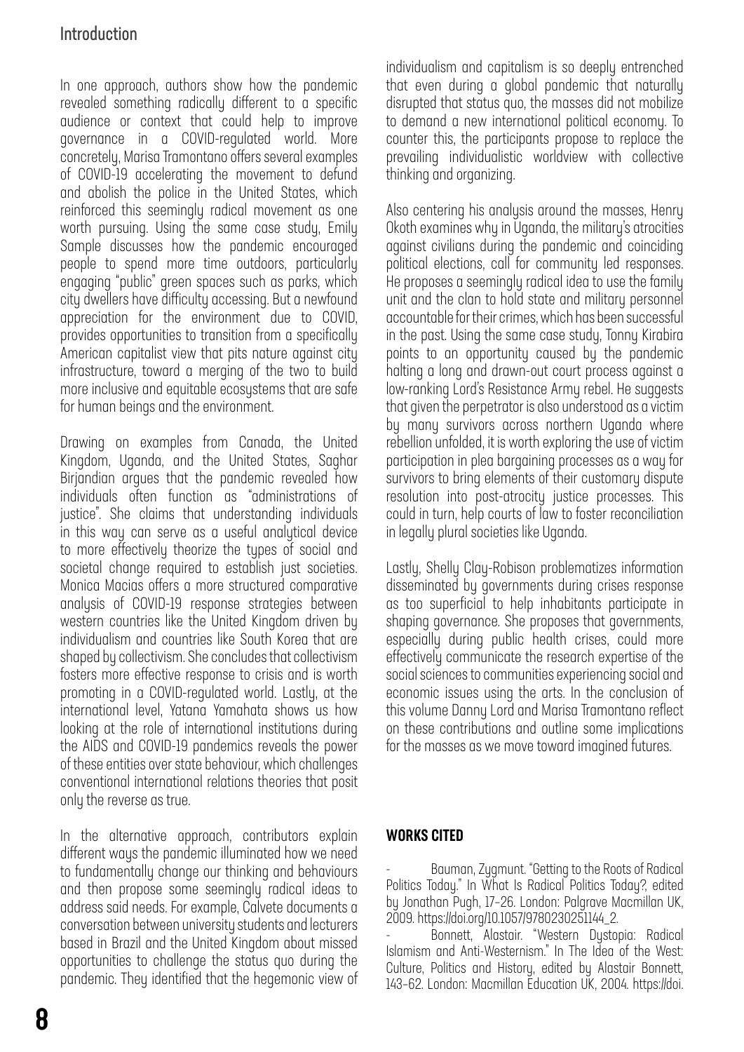In one approach, authors show how the pandemic revealed something radically different to a specific audience or context that could help to improve governance in a COVID-regulated world. More concretely, Marisa Tramontano offers several examples of COVID-19 accelerating the movement to defund and abolish the police in the United States, which reinforced this seemingly radical movement as one worth pursuing. Using the same case study, Emily Sample discusses how the pandemic encouraged people to spend more time outdoors, particularly engaging "public" green spaces such as parks, which city dwellers have difficulty accessing. But a newfound appreciation for the environment due to COVID, provides opportunities to transition from a specifically American capitalist view that pits nature against city infrastructure, toward a merging of the two to build more inclusive and equitable ecosystems that are safe for human beings and the environment.

Drawing on examples from Canada, the United Kingdom, Uganda, and the United States, Saghar Birjandian argues that the pandemic revealed how individuals often function as "administrations of justice". She claims that understanding individuals in this way can serve as a useful analytical device to more effectively theorize the types of social and societal change required to establish just societies. Monica Macias offers a more structured comparative analysis of COVID-19 response strategies between western countries like the United Kingdom driven by individualism and countries like South Korea that are shaped by collectivism. She concludes that collectivism fosters more effective response to crisis and is worth promoting in a COVID-regulated world. Lastly, at the international level, Yatana Yamahata shows us how looking at the role of international institutions during the AIDS and COVID-19 pandemics reveals the power of these entities over state behaviour, which challenges conventional international relations theories that posit only the reverse as true.

In the alternative approach, contributors explain different ways the pandemic illuminated how we need to fundamentally change our thinking and behaviours and then propose some seemingly radical ideas to address said needs. For example, Calvete documents a conversation between university students and lecturers based in Brazil and the United Kingdom about missed opportunities to challenge the status quo during the pandemic. They identified that the hegemonic view of individualism and capitalism is so deeply entrenched that even during a global pandemic that naturally disrupted that status quo, the masses did not mobilize to demand a new international political economy. To counter this, the participants propose to replace the prevailing individualistic worldview with collective thinking and organizing.

Also centering his analysis around the masses, Henry Okoth examines why in Uganda, the military's atrocities against civilians during the pandemic and coinciding political elections, call for community led responses. He proposes a seemingly radical idea to use the family unit and the clan to hold state and military personnel accountable for their crimes, which has been successful in the past. Using the same case study, Tonny Kirabira points to an opportunity caused by the pandemic halting a long and drawn-out court process against a low-ranking Lord's Resistance Army rebel. He suggests that given the perpetrator is also understood as a victim by many survivors across northern Uganda where rebellion unfolded, it is worth exploring the use of victim participation in plea bargaining processes as a way for survivors to bring elements of their customary dispute resolution into post-atrocity justice processes. This could in turn, help courts of law to foster reconciliation in legally plural societies like Uganda.

Lastly, Shelly Clay-Robison problematizes information disseminated by governments during crises response as too superficial to help inhabitants participate in shaping governance. She proposes that governments, especially during public health crises, could more effectively communicate the research expertise of the social sciences to communities experiencing social and economic issues using the arts. In the conclusion of this volume Danny Lord and Marisa Tramontano reflect on these contributions and outline some implications for the masses as we move toward imagined futures.

## WORKS CITED

- Bauman, Zygmunt. "Getting to the Roots of Radical Politics Today." In What Is Radical Politics Today?, edited by Jonathan Pugh, 17–26. London: Palgrave Macmillan UK, 2009. https://doi.org/10.1057/9780230251144_2.
- Bonnett, Alastair. "Western Dystopia: Radical Islamism and Anti-Westernism." In The Idea of the West: Culture, Politics and History, edited by Alastair Bonnett, 143–62. London: Macmillan Education UK, 2004. https://doi.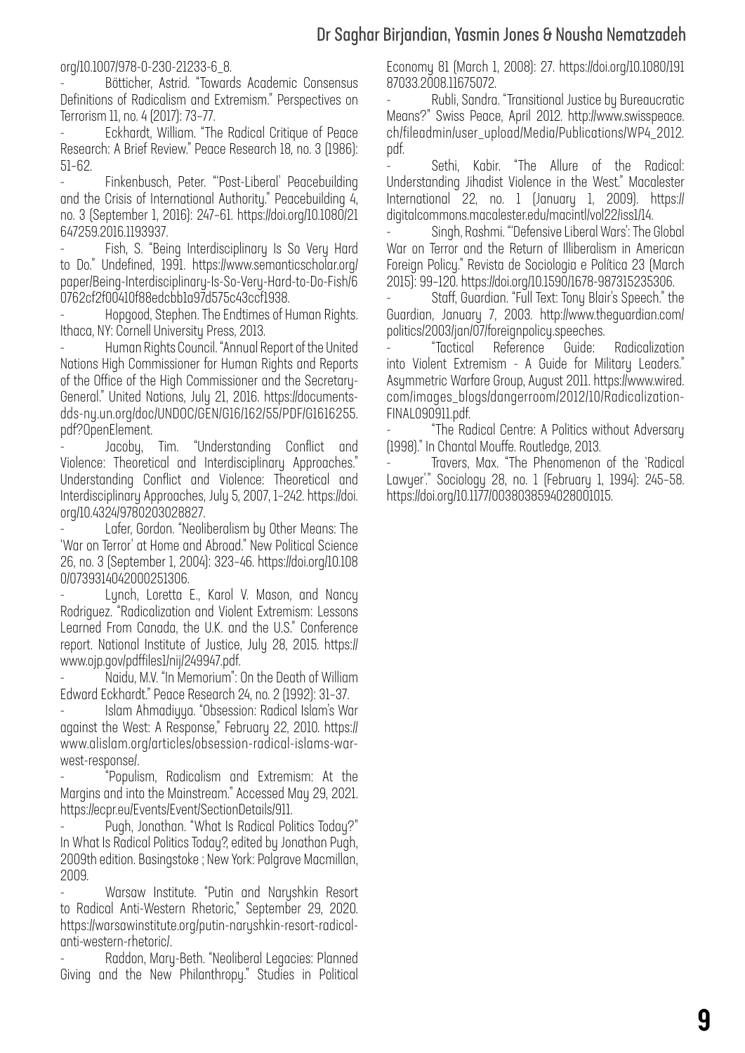org/10.1007/978-0-230-21233-6_8.

- Bötticher, Astrid. "Towards Academic Consensus Definitions of Radicalism and Extremism." Perspectives on Terrorism 11, no. 4 (2017): 73–77.
- Eckhardt, William. "The Radical Critique of Peace Research: A Brief Review." Peace Research 18, no. 3 (1986): 51–62.
- Finkenbusch, Peter. "'Post-Liberal' Peacebuilding and the Crisis of International Authority." Peacebuilding 4, no. 3 (September 1, 2016): 247–61. https://doi.org/10.1080/21647259.2016.1193937.
- Fish, S. "Being Interdisciplinary Is So Very Hard to Do." Undefined, 1991. https://www.semanticscholar.org/paper/Being-Interdisciplinary-Is-So-Very-Hard-to-Do-Fish/60762cf2f00410f88edcbb1a97d575c43ccf1938.
- Hopgood, Stephen. The Endtimes of Human Rights. Ithaca, NY: Cornell University Press, 2013.
- Human Rights Council. "Annual Report of the United Nations High Commissioner for Human Rights and Reports of the Office of the High Commissioner and the Secretary-General." United Nations, July 21, 2016. https://documents-dds-ny.un.org/doc/UNDOC/GEN/G16/162/55/PDF/G1616255.pdf?OpenElement.
- Jacoby, Tim. "Understanding Conflict and Violence: Theoretical and Interdisciplinary Approaches." Understanding Conflict and Violence: Theoretical and Interdisciplinary Approaches, July 5, 2007, 1–242. https://doi.org/10.4324/9780203028827.
- Lafer, Gordon. "Neoliberalism by Other Means: The 'War on Terror' at Home and Abroad." New Political Science 26, no. 3 (September 1, 2004): 323–46. https://doi.org/10.1080/0739314042000251306.
- Lynch, Loretta E., Karol V. Mason, and Nancy Rodriguez. "Radicalization and Violent Extremism: Lessons Learned From Canada, the U.K. and the U.S." Conference report. National Institute of Justice, July 28, 2015. https://www.ojp.gov/pdffiles1/nij/249947.pdf.
- Naidu, M.V. "In Memorium": On the Death of William Edward Eckhardt." Peace Research 24, no. 2 (1992): 31–37.
- Islam Ahmadiyya. "Obsession: Radical Islam's War against the West: A Response," February 22, 2010. https://www.alislam.org/articles/obsession-radical-islams-war-west-response/.
- "Populism, Radicalism and Extremism: At the Margins and into the Mainstream." Accessed May 29, 2021. https://ecpr.eu/Events/Event/SectionDetails/911.
- Pugh, Jonathan. "What Is Radical Politics Today?" In What Is Radical Politics Today?, edited by Jonathan Pugh, 2009th edition. Basingstoke ; New York: Palgrave Macmillan, 2009.
- Warsaw Institute. "Putin and Naryshkin Resort to Radical Anti-Western Rhetoric," September 29, 2020. https://warsawinstitute.org/putin-naryshkin-resort-radical-anti-western-rhetoric/.
- Raddon, Mary-Beth. "Neoliberal Legacies: Planned Giving and the New Philanthropy." Studies in Political Economy 81 (March 1, 2008): 27. https://doi.org/10.1080/19187033.2008.11675072.
- Rubli, Sandra. "Transitional Justice by Bureaucratic Means?" Swiss Peace, April 2012. http://www.swisspeace.ch/fileadmin/user_upload/Media/Publications/WP4_2012.pdf.
- Sethi, Kabir. "The Allure of the Radical: Understanding Jihadist Violence in the West." Macalester International 22, no. 1 (January 1, 2009). https://digitalcommons.macalester.edu/macintl/vol22/iss1/14.
- Singh, Rashmi. "'Defensive Liberal Wars': The Global War on Terror and the Return of Illiberalism in American Foreign Policy." Revista de Sociologia e Política 23 (March 2015): 99–120. https://doi.org/10.1590/1678-987315235306.
- Staff, Guardian. "Full Text: Tony Blair's Speech." the Guardian, January 7, 2003. http://www.theguardian.com/politics/2003/jan/07/foreignpolicy.speeches.
- "Tactical Reference Guide: Radicalization into Violent Extremism - A Guide for Military Leaders." Asymmetric Warfare Group, August 2011. https://www.wired.com/images_blogs/dangerroom/2012/10/Radicalization-FINAL090911.pdf.
- "The Radical Centre: A Politics without Adversary (1998)." In Chantal Mouffe. Routledge, 2013.
- Travers, Max. "The Phenomenon of the `Radical Lawyer'." Sociology 28, no. 1 (February 1, 1994): 245–58. https://doi.org/10.1177/0038038594028001015.